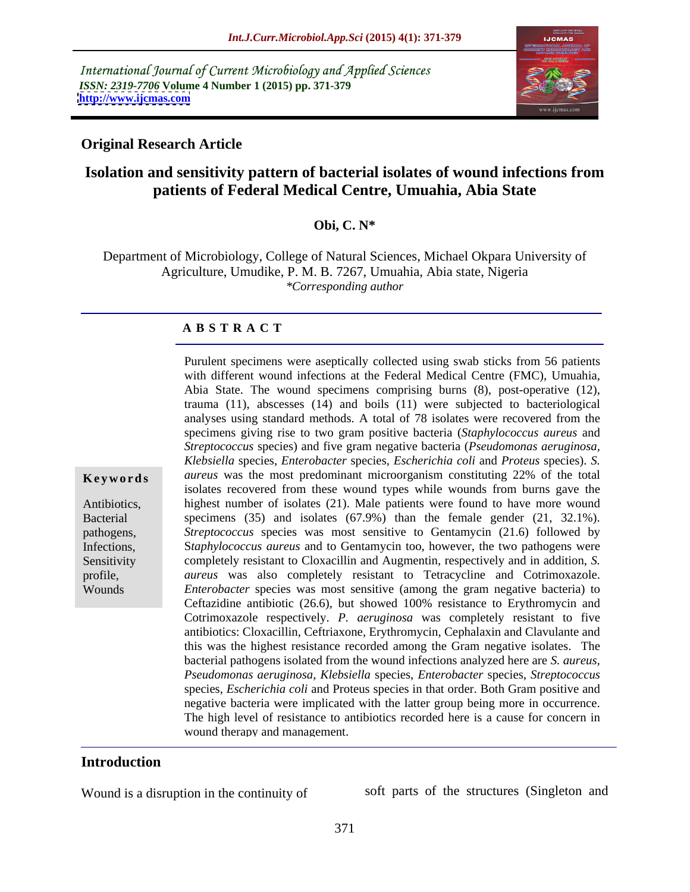International Journal of Current Microbiology and Applied Sciences
*ISSN: 2319-7706* **Volume 4 Number 1 (2015) pp. 371-379**
**http://www.ijcmas.com**

**Original Research Article**

# Isolation and sensitivity pattern of bacterial isolates of wound infections from patients of Federal Medical Centre, Umuahia, Abia State

**Obi, C. N***

Department of Microbiology, College of Natural Sciences, Michael Okpara University of Agriculture, Umudike, P. M. B. 7267, Umuahia, Abia state, Nigeria
*\*Corresponding author*

## ABSTRACT

**Keywords**

Antibiotics, Bacterial pathogens, Infections, Sensitivity profile, Wounds

Purulent specimens were aseptically collected using swab sticks from 56 patients with different wound infections at the Federal Medical Centre (FMC), Umuahia, Abia State. The wound specimens comprising burns (8), post-operative (12), trauma (11), abscesses (14) and boils (11) were subjected to bacteriological analyses using standard methods. A total of 78 isolates were recovered from the specimens giving rise to two gram positive bacteria (*Staphylococcus aureus* and *Streptococcus* species) and five gram negative bacteria (*Pseudomonas aeruginosa*, *Klebsiella* species, *Enterobacter* species, *Escherichia coli* and *Proteus* species). *S. aureus* was the most predominant microorganism constituting 22% of the total isolates recovered from these wound types while wounds from burns gave the highest number of isolates (21). Male patients were found to have more wound specimens (35) and isolates (67.9%) than the female gender (21, 32.1%). *Streptococcus* species was most sensitive to Gentamycin (21.6) followed by S*taphylococcus aureus* and to Gentamycin too, however, the two pathogens were completely resistant to Cloxacillin and Augmentin, respectively and in addition, *S. aureus* was also completely resistant to Tetracycline and Cotrimoxazole. *Enterobacter* species was most sensitive (among the gram negative bacteria) to Ceftazidine antibiotic (26.6), but showed 100% resistance to Erythromycin and Cotrimoxazole respectively. *P. aeruginosa* was completely resistant to five antibiotics: Cloxacillin, Ceftriaxone, Erythromycin, Cephalaxin and Clavulante and this was the highest resistance recorded among the Gram negative isolates. The bacterial pathogens isolated from the wound infections analyzed here are *S. aureus*, *Pseudomonas aeruginosa*, *Klebsiella* species, *Enterobacter* species, *Streptococcus* species, *Escherichia coli* and Proteus species in that order. Both Gram positive and negative bacteria were implicated with the latter group being more in occurrence. The high level of resistance to antibiotics recorded here is a cause for concern in wound therapy and management.

## Introduction

Wound is a disruption in the continuity of soft parts of the structures (Singleton and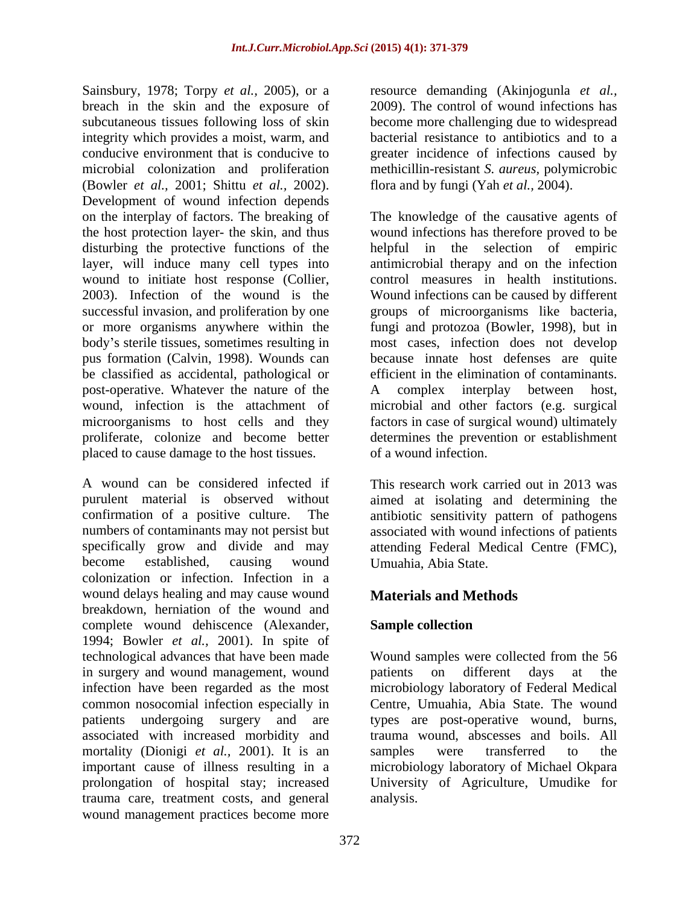Sainsbury, 1978; Torpy *et al.*, 2005), or a breach in the skin and the exposure of subcutaneous tissues following loss of skin integrity which provides a moist, warm, and conducive environment that is conducive to microbial colonization and proliferation (Bowler *et al.*, 2001; Shittu *et al.*, 2002). Development of wound infection depends on the interplay of factors. The breaking of the host protection layer- the skin, and thus disturbing the protective functions of the layer, will induce many cell types into wound to initiate host response (Collier, 2003). Infection of the wound is the successful invasion, and proliferation by one or more organisms anywhere within the body's sterile tissues, sometimes resulting in pus formation (Calvin, 1998). Wounds can be classified as accidental, pathological or post-operative. Whatever the nature of the wound, infection is the attachment of microorganisms to host cells and they proliferate, colonize and become better placed to cause damage to the host tissues.

A wound can be considered infected if purulent material is observed without confirmation of a positive culture. The numbers of contaminants may not persist but specifically grow and divide and may become established, causing wound colonization or infection. Infection in a wound delays healing and may cause wound breakdown, herniation of the wound and complete wound dehiscence (Alexander, 1994; Bowler *et al.*, 2001). In spite of technological advances that have been made in surgery and wound management, wound infection have been regarded as the most common nosocomial infection especially in patients undergoing surgery and are associated with increased morbidity and mortality (Dionigi *et al.*, 2001). It is an important cause of illness resulting in a prolongation of hospital stay; increased trauma care, treatment costs, and general wound management practices become more resource demanding (Akinjogunla *et al.*, 2009). The control of wound infections has become more challenging due to widespread bacterial resistance to antibiotics and to a greater incidence of infections caused by methicillin-resistant *S. aureus*, polymicrobic flora and by fungi (Yah *et al.*, 2004).

The knowledge of the causative agents of wound infections has therefore proved to be helpful in the selection of empiric antimicrobial therapy and on the infection control measures in health institutions. Wound infections can be caused by different groups of microorganisms like bacteria, fungi and protozoa (Bowler, 1998), but in most cases, infection does not develop because innate host defenses are quite efficient in the elimination of contaminants. A complex interplay between host, microbial and other factors (e.g. surgical factors in case of surgical wound) ultimately determines the prevention or establishment of a wound infection.

This research work carried out in 2013 was aimed at isolating and determining the antibiotic sensitivity pattern of pathogens associated with wound infections of patients attending Federal Medical Centre (FMC), Umuahia, Abia State.

## Materials and Methods

### Sample collection

Wound samples were collected from the 56 patients on different days at the microbiology laboratory of Federal Medical Centre, Umuahia, Abia State. The wound types are post-operative wound, burns, trauma wound, abscesses and boils. All samples were transferred to the microbiology laboratory of Michael Okpara University of Agriculture, Umudike for analysis.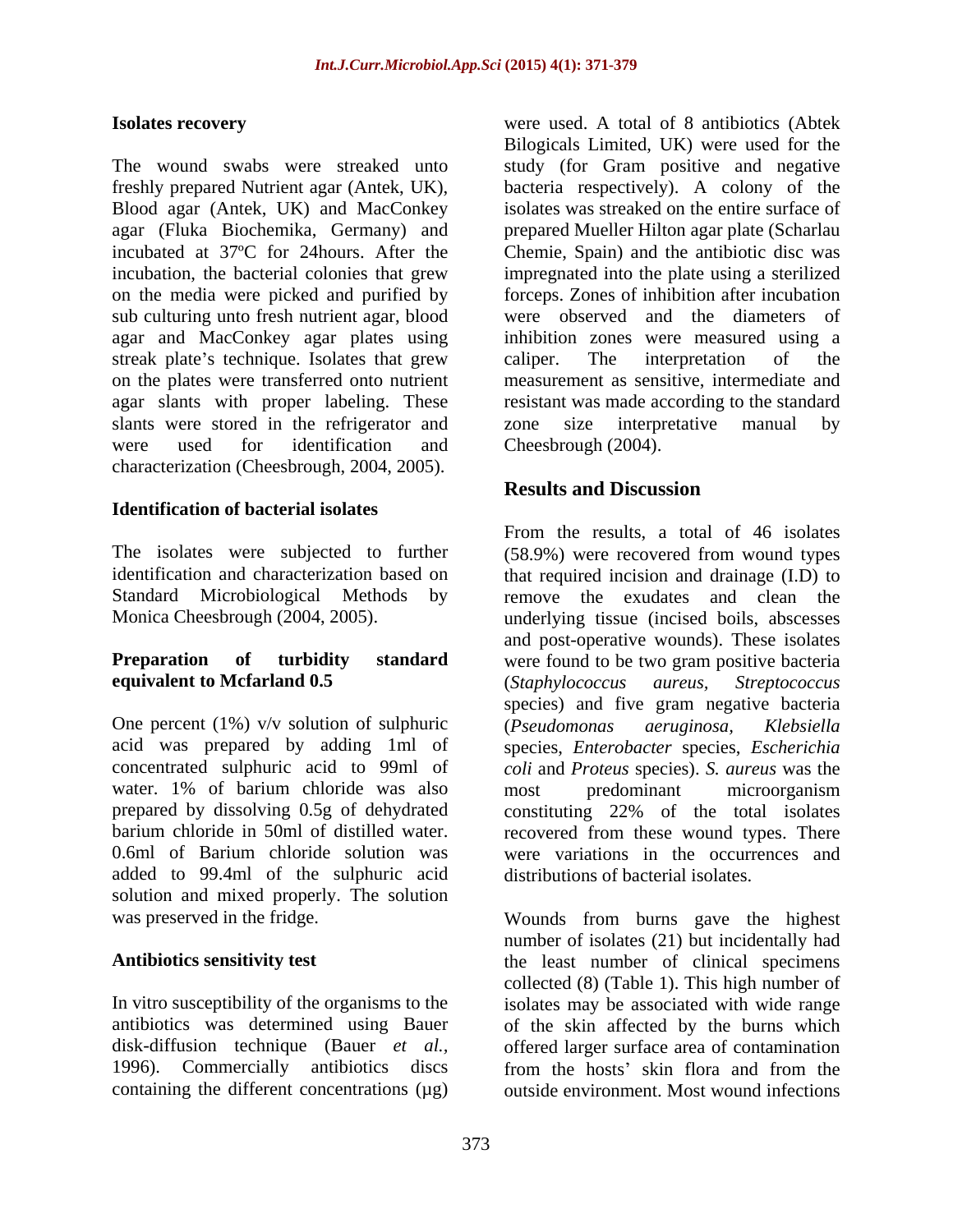**Isolates recovery**

The wound swabs were streaked unto freshly prepared Nutrient agar (Antek, UK), Blood agar (Antek, UK) and MacConkey agar (Fluka Biochemika, Germany) and incubated at 37ºC for 24hours. After the incubation, the bacterial colonies that grew on the media were picked and purified by sub culturing unto fresh nutrient agar, blood agar and MacConkey agar plates using streak plate's technique. Isolates that grew on the plates were transferred onto nutrient agar slants with proper labeling. These slants were stored in the refrigerator and were used for identification and characterization (Cheesbrough, 2004, 2005).

**Identification of bacterial isolates**

The isolates were subjected to further identification and characterization based on Standard Microbiological Methods by Monica Cheesbrough (2004, 2005).

**Preparation of turbidity standard equivalent to Mcfarland 0.5**

One percent (1%) v/v solution of sulphuric acid was prepared by adding 1ml of concentrated sulphuric acid to 99ml of water. 1% of barium chloride was also prepared by dissolving 0.5g of dehydrated barium chloride in 50ml of distilled water. 0.6ml of Barium chloride solution was added to 99.4ml of the sulphuric acid solution and mixed properly. The solution was preserved in the fridge.

**Antibiotics sensitivity test**

In vitro susceptibility of the organisms to the antibiotics was determined using Bauer disk-diffusion technique (Bauer *et al.*, 1996). Commercially antibiotics discs containing the different concentrations (µg) were used. A total of 8 antibiotics (Abtek Bilogicals Limited, UK) were used for the study (for Gram positive and negative bacteria respectively). A colony of the isolates was streaked on the entire surface of prepared Mueller Hilton agar plate (Scharlau Chemie, Spain) and the antibiotic disc was impregnated into the plate using a sterilized forceps. Zones of inhibition after incubation were observed and the diameters of inhibition zones were measured using a caliper. The interpretation of the measurement as sensitive, intermediate and resistant was made according to the standard zone size interpretative manual by Cheesbrough (2004).

## Results and Discussion

From the results, a total of 46 isolates (58.9%) were recovered from wound types that required incision and drainage (I.D) to remove the exudates and clean the underlying tissue (incised boils, abscesses and post-operative wounds). These isolates were found to be two gram positive bacteria (*Staphylococcus aureus, Streptococcus* species) and five gram negative bacteria (*Pseudomonas aeruginosa, Klebsiella* species, *Enterobacter* species, *Escherichia coli* and *Proteus* species). *S. aureus* was the most predominant microorganism constituting 22% of the total isolates recovered from these wound types. There were variations in the occurrences and distributions of bacterial isolates.

Wounds from burns gave the highest number of isolates (21) but incidentally had the least number of clinical specimens collected (8) (Table 1). This high number of isolates may be associated with wide range of the skin affected by the burns which offered larger surface area of contamination from the hosts' skin flora and from the outside environment. Most wound infections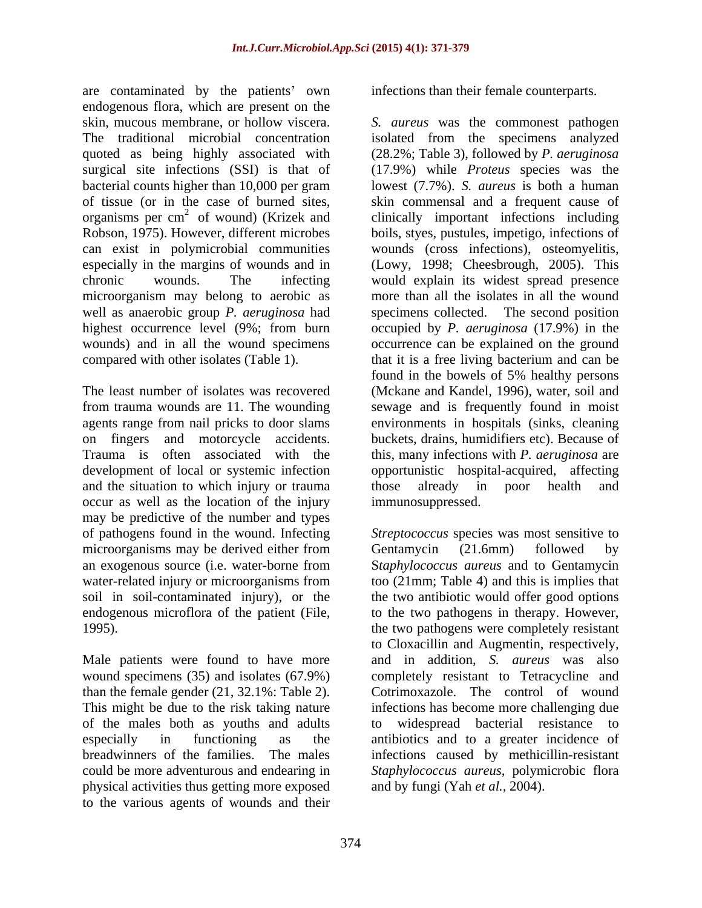are contaminated by the patients' own endogenous flora, which are present on the skin, mucous membrane, or hollow viscera. The traditional microbial concentration quoted as being highly associated with surgical site infections (SSI) is that of bacterial counts higher than 10,000 per gram of tissue (or in the case of burned sites, organisms per $cm^2$ of wound) (Krizek and Robson, 1975). However, different microbes can exist in polymicrobial communities especially in the margins of wounds and in chronic wounds. The infecting microorganism may belong to aerobic as well as anaerobic group *P. aeruginosa* had highest occurrence level (9%; from burn wounds) and in all the wound specimens compared with other isolates (Table 1).

The least number of isolates was recovered from trauma wounds are 11. The wounding agents range from nail pricks to door slams on fingers and motorcycle accidents. Trauma is often associated with the development of local or systemic infection and the situation to which injury or trauma occur as well as the location of the injury may be predictive of the number and types of pathogens found in the wound. Infecting microorganisms may be derived either from an exogenous source (i.e. water-borne from water-related injury or microorganisms from soil in soil-contaminated injury), or the endogenous microflora of the patient (File, 1995).

Male patients were found to have more wound specimens (35) and isolates (67.9%) than the female gender (21, 32.1%: Table 2). This might be due to the risk taking nature of the males both as youths and adults especially in functioning as the breadwinners of the families. The males could be more adventurous and endearing in physical activities thus getting more exposed to the various agents of wounds and their infections than their female counterparts.

*S. aureus* was the commonest pathogen isolated from the specimens analyzed (28.2%; Table 3), followed by *P. aeruginosa* (17.9%) while *Proteus* species was the lowest (7.7%). *S. aureus* is both a human skin commensal and a frequent cause of clinically important infections including boils, styes, pustules, impetigo, infections of wounds (cross infections), osteomyelitis, (Lowy, 1998; Cheesbrough, 2005). This would explain its widest spread presence more than all the isolates in all the wound specimens collected. The second position occupied by *P. aeruginosa* (17.9%) in the occurrence can be explained on the ground that it is a free living bacterium and can be found in the bowels of 5% healthy persons (Mckane and Kandel, 1996), water, soil and sewage and is frequently found in moist environments in hospitals (sinks, cleaning buckets, drains, humidifiers etc). Because of this, many infections with *P. aeruginosa* are opportunistic hospital-acquired, affecting those already in poor health and immunosuppressed.

*Streptococcus* species was most sensitive to Gentamycin (21.6mm) followed by S*taphylococcus aureus* and to Gentamycin too (21mm; Table 4) and this is implies that the two antibiotic would offer good options to the two pathogens in therapy. However, the two pathogens were completely resistant to Cloxacillin and Augmentin, respectively, and in addition, *S. aureus* was also completely resistant to Tetracycline and Cotrimoxazole. The control of wound infections has become more challenging due to widespread bacterial resistance to antibiotics and to a greater incidence of infections caused by methicillin-resistant *Staphylococcus aureus*, polymicrobic flora and by fungi (Yah *et al.*, 2004).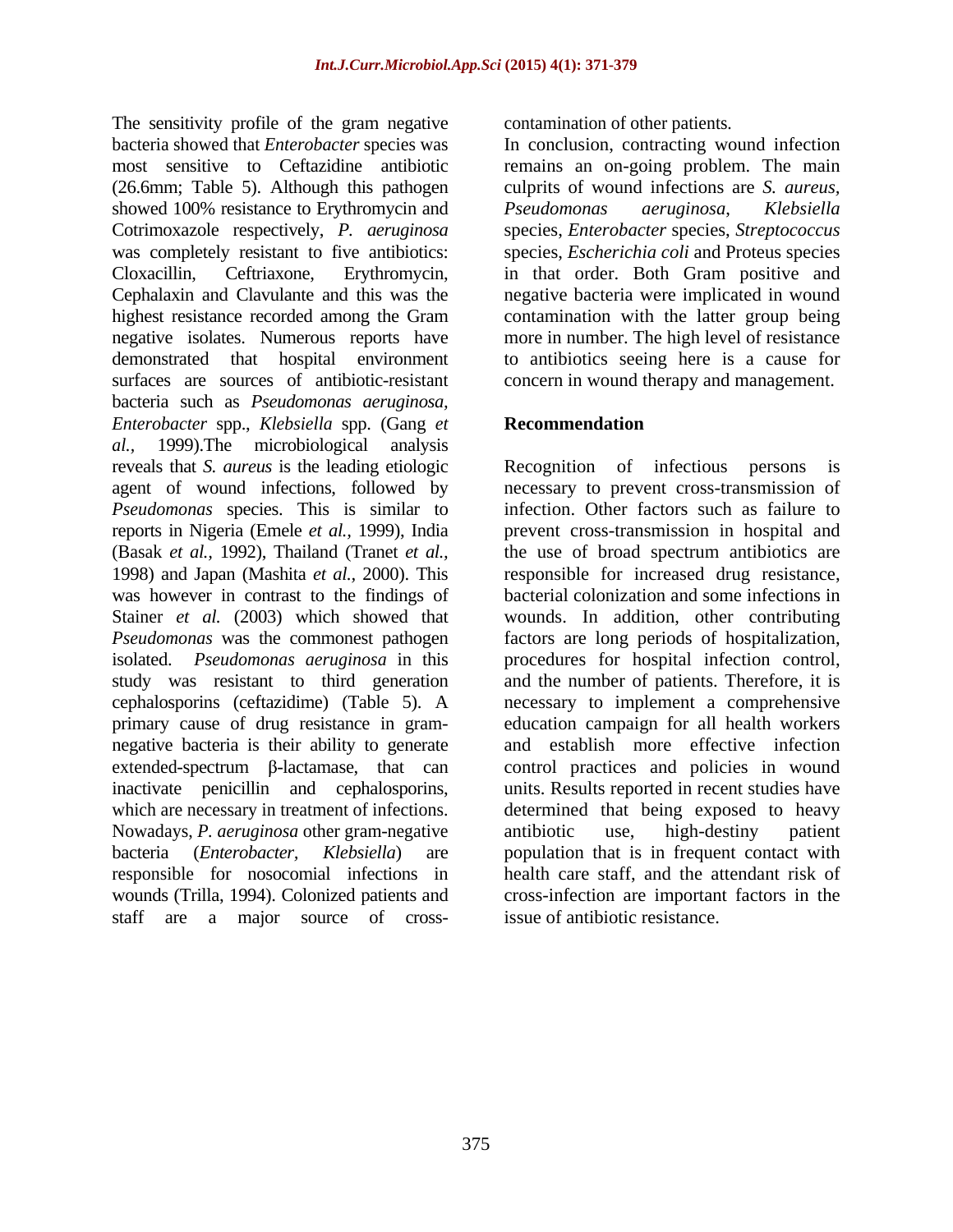The sensitivity profile of the gram negative bacteria showed that *Enterobacter* species was most sensitive to Ceftazidine antibiotic (26.6mm; Table 5). Although this pathogen showed 100% resistance to Erythromycin and Cotrimoxazole respectively, *P. aeruginosa* was completely resistant to five antibiotics: Cloxacillin, Ceftriaxone, Erythromycin, Cephalaxin and Clavulante and this was the highest resistance recorded among the Gram negative isolates. Numerous reports have demonstrated that hospital environment surfaces are sources of antibiotic-resistant bacteria such as *Pseudomonas aeruginosa, Enterobacter* spp., *Klebsiella* spp. (Gang *et al.,* 1999).The microbiological analysis reveals that *S. aureus* is the leading etiologic agent of wound infections, followed by *Pseudomonas* species. This is similar to reports in Nigeria (Emele *et al.,* 1999), India (Basak *et al.,* 1992), Thailand (Tranet *et al.,* 1998) and Japan (Mashita *et al.,* 2000). This was however in contrast to the findings of Stainer *et al.* (2003) which showed that *Pseudomonas* was the commonest pathogen isolated. *Pseudomonas aeruginosa* in this study was resistant to third generation cephalosporins (ceftazidime) (Table 5). A primary cause of drug resistance in gram-negative bacteria is their ability to generate extended-spectrum β-lactamase, that can inactivate penicillin and cephalosporins, which are necessary in treatment of infections. Nowadays, *P. aeruginosa* other gram-negative bacteria (*Enterobacter*, *Klebsiella*) are responsible for nosocomial infections in wounds (Trilla, 1994). Colonized patients and staff are a major source of cross-contamination of other patients.

In conclusion, contracting wound infection remains an on-going problem. The main culprits of wound infections are *S. aureus, Pseudomonas aeruginosa*, *Klebsiella* species, *Enterobacter* species, *Streptococcus* species, *Escherichia coli* and Proteus species in that order. Both Gram positive and negative bacteria were implicated in wound contamination with the latter group being more in number. The high level of resistance to antibiotics seeing here is a cause for concern in wound therapy and management.

## Recommendation

Recognition of infectious persons is necessary to prevent cross-transmission of infection. Other factors such as failure to prevent cross-transmission in hospital and the use of broad spectrum antibiotics are responsible for increased drug resistance, bacterial colonization and some infections in wounds. In addition, other contributing factors are long periods of hospitalization, procedures for hospital infection control, and the number of patients. Therefore, it is necessary to implement a comprehensive education campaign for all health workers and establish more effective infection control practices and policies in wound units. Results reported in recent studies have determined that being exposed to heavy antibiotic use, high-destiny patient population that is in frequent contact with health care staff, and the attendant risk of cross-infection are important factors in the issue of antibiotic resistance.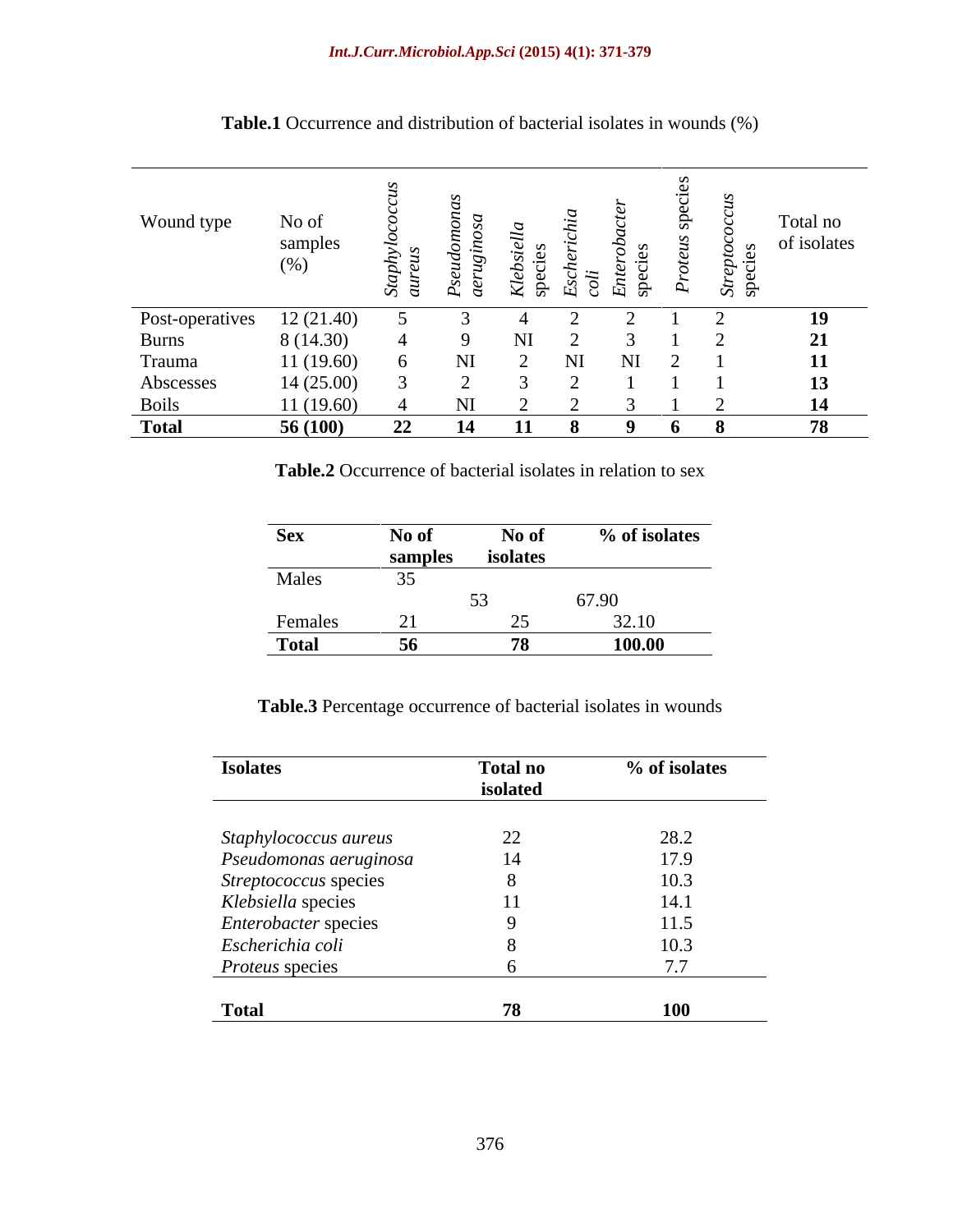**Table.1** Occurrence and distribution of bacterial isolates in wounds (%)

| Wound type | No of samples (%) | *Staphylococcus aureus* | *Pseudomonas aeruginosa* | *Klebsiella* species | *Escherichia coli* | *Enterobacter* species | *Proteus* species | *Streptococcus* species | Total no of isolates |
|---|---|---|---|---|---|---|---|---|---|
| Post-operatives | 12 (21.40) | 5 | 3 | 4 | 2 | 2 | 1 | 2 | **19** |
| Burns | 8 (14.30) | 4 | 9 | NI | 2 | 3 | 1 | 2 | **21** |
| Trauma | 11 (19.60) | 6 | NI | 2 | NI | NI | 2 | 1 | **11** |
| Abscesses | 14 (25.00) | 3 | 2 | 3 | 2 | 1 | 1 | 1 | **13** |
| Boils | 11 (19.60) | 4 | NI | 2 | 2 | 3 | 1 | 2 | **14** |
| **Total** | **56 (100)** | **22** | **14** | **11** | **8** | **9** | **6** | **8** | **78** |

**Table.2** Occurrence of bacterial isolates in relation to sex

| Sex | No of samples | No of isolates | % of isolates |
|---|---|---|---|
| Males | 35 | 53 | 67.90 |
| Females | 21 | 25 | 32.10 |
| **Total** | **56** | **78** | **100.00** |

**Table.3** Percentage occurrence of bacterial isolates in wounds

| Isolates | Total no isolated | % of isolates |
|---|---|---|
| *Staphylococcus aureus* | 22 | 28.2 |
| *Pseudomonas aeruginosa* | 14 | 17.9 |
| *Streptococcus* species | 8 | 10.3 |
| *Klebsiella* species | 11 | 14.1 |
| *Enterobacter* species | 9 | 11.5 |
| *Escherichia coli* | 8 | 10.3 |
| *Proteus* species | 6 | 7.7 |
| **Total** | **78** | **100** |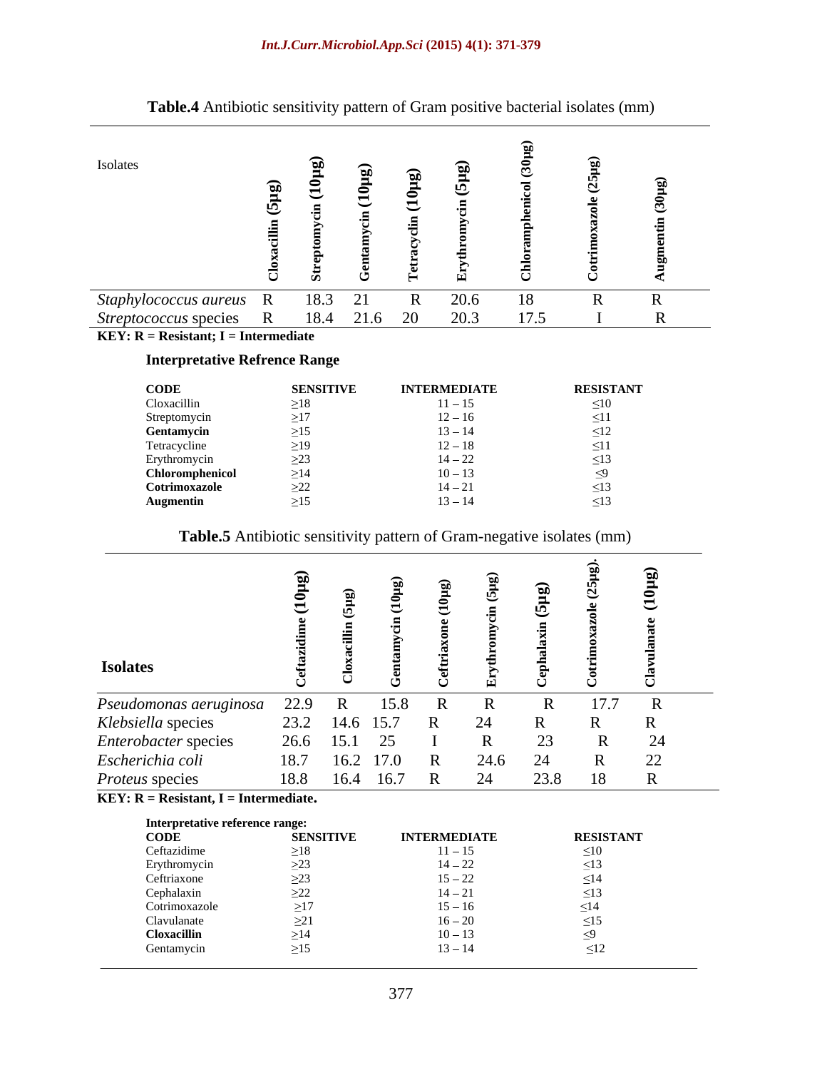**Table.4** Antibiotic sensitivity pattern of Gram positive bacterial isolates (mm)

| Isolates | Cloxacillin (5µg) | Streptomycin (10µg) | Gentamycin (10µg) | Tetracyclin (10µg) | Erythromycin (5µg) | Chloramphenicol (30µg) | Cotrimoxazole (25µg) | Augmentin (30µg) |
|---|---|---|---|---|---|---|---|---|
| *Staphylococcus aureus* | R | 18.3 | 21 | R | 20.6 | 18 | R | R |
| *Streptococcus* species | R | 18.4 | 21.6 | 20 | 20.3 | 17.5 | I | R |

**KEY: R = Resistant; I = Intermediate**

**Interpretative Refrence Range**

| CODE | SENSITIVE | INTERMEDIATE | RESISTANT |
|---|---|---|---|
| Cloxacillin | ≥18 | 11 – 15 | ≤10 |
| Streptomycin | ≥17 | 12 – 16 | ≤11 |
| **Gentamycin** | ≥15 | 13 – 14 | ≤12 |
| Tetracycline | ≥19 | 12 – 18 | ≤11 |
| Erythromycin | ≥23 | 14 – 22 | ≤13 |
| **Chloromphenicol** | ≥14 | 10 – 13 | ≤9 |
| **Cotrimoxazole** | ≥22 | 14 – 21 | ≤13 |
| **Augmentin** | ≥15 | 13 – 14 | ≤13 |

**Table.5** Antibiotic sensitivity pattern of Gram-negative isolates (mm)

| Isolates | Ceftazidime (10µg) | Cloxacillin (5µg) | Gentamycin (10µg) | Ceftriaxone (10µg) | Erythromycin (5µg) | Cephalaxin (5µg) | Cotrimoxazole (25µg). | Clavulanate (10µg) |
|---|---|---|---|---|---|---|---|---|
| *Pseudomonas aeruginosa* | 22.9 | R | 15.8 | R | R | R | 17.7 | R |
| *Klebsiella* species | 23.2 | 14.6 | 15.7 | R | 24 | R | R | R |
| *Enterobacter* species | 26.6 | 15.1 | 25 | I | R | 23 | R | 24 |
| *Escherichia coli* | 18.7 | 16.2 | 17.0 | R | 24.6 | 24 | R | 22 |
| *Proteus* species | 18.8 | 16.4 | 16.7 | R | 24 | 23.8 | 18 | R |

**KEY: R = Resistant, I = Intermediate.**

**Interpretative reference range:**

| CODE | SENSITIVE | INTERMEDIATE | RESISTANT |
|---|---|---|---|
| Ceftazidime | ≥18 | 11 – 15 | ≤10 |
| Erythromycin | ≥23 | 14 – 22 | ≤13 |
| Ceftriaxone | ≥23 | 15 – 22 | ≤14 |
| Cephalaxin | ≥22 | 14 – 21 | ≤13 |
| Cotrimoxazole | ≥17 | 15 – 16 | ≤14 |
| Clavulanate | ≥21 | 16 – 20 | ≤15 |
| **Cloxacillin** | ≥14 | 10 – 13 | ≤9 |
| Gentamycin | ≥15 | 13 – 14 | ≤12 |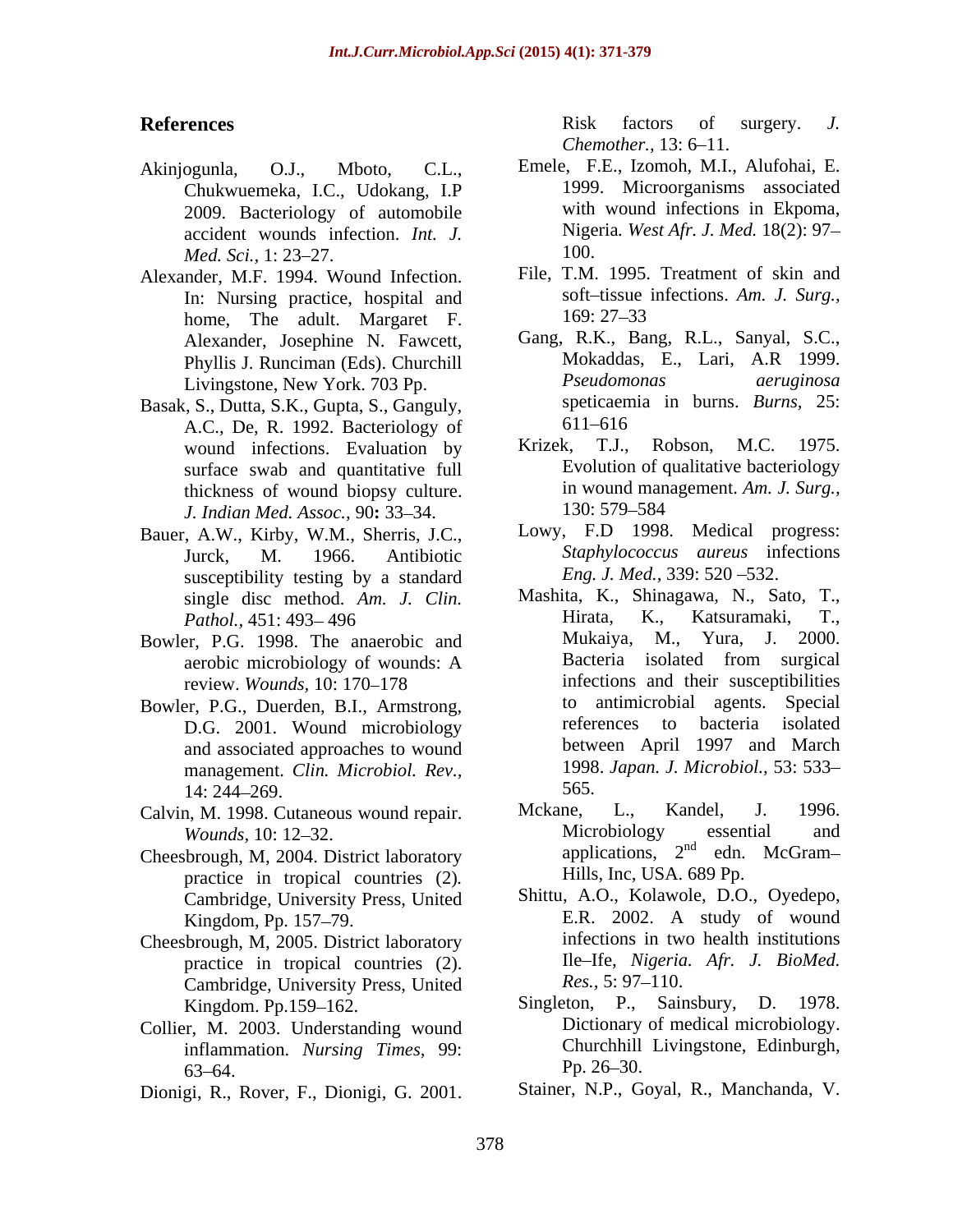## References

Akinjogunla, O.J., Mboto, C.L., Chukwuemeka, I.C., Udokang, I.P 2009. Bacteriology of automobile accident wounds infection. *Int. J. Med. Sci.,* 1: 23–27.

Alexander, M.F. 1994. Wound Infection. In: Nursing practice, hospital and home, The adult. Margaret F. Alexander, Josephine N. Fawcett, Phyllis J. Runciman (Eds). Churchill Livingstone, New York. 703 Pp.

Basak, S., Dutta, S.K., Gupta, S., Ganguly, A.C., De, R. 1992. Bacteriology of wound infections. Evaluation by surface swab and quantitative full thickness of wound biopsy culture. *J. Indian Med. Assoc.,* 90**:** 33–34.

Bauer, A.W., Kirby, W.M., Sherris, J.C., Jurck, M. 1966. Antibiotic susceptibility testing by a standard single disc method. *Am. J. Clin. Pathol.,* 451: 493– 496

Bowler, P.G. 1998. The anaerobic and aerobic microbiology of wounds: A review. *Wounds,* 10: 170–178

Bowler, P.G., Duerden, B.I., Armstrong, D.G. 2001. Wound microbiology and associated approaches to wound management. *Clin. Microbiol. Rev.,* 14: 244–269.

Calvin, M. 1998. Cutaneous wound repair. *Wounds,* 10: 12–32.

Cheesbrough, M, 2004. District laboratory practice in tropical countries (2)*.* Cambridge, University Press, United Kingdom, Pp. 157–79.

Cheesbrough, M, 2005. District laboratory practice in tropical countries (2). Cambridge, University Press, United Kingdom. Pp.159–162.

Collier, M. 2003. Understanding wound inflammation. *Nursing Times,* 99: 63–64.

Dionigi, R., Rover, F., Dionigi, G. 2001. Risk factors of surgery. *J. Chemother.,* 13: 6–11.

Emele, F.E., Izomoh, M.I., Alufohai, E. 1999. Microorganisms associated with wound infections in Ekpoma, Nigeria*. West Afr. J. Med.* 18(2): 97–100.

File, T.M. 1995. Treatment of skin and soft–tissue infections. *Am. J. Surg.,* 169: 27–33

Gang, R.K., Bang, R.L., Sanyal, S.C., Mokaddas, E., Lari, A.R 1999. *Pseudomonas aeruginosa* speticaemia in burns. *Burns,* 25: 611–616

Krizek, T.J., Robson, M.C. 1975. Evolution of qualitative bacteriology in wound management. *Am. J. Surg.,* 130: 579–584

Lowy, F.D 1998. Medical progress: *Staphylococcus aureus* infections *Eng. J. Med.,* 339: 520 –532.

Mashita, K., Shinagawa, N., Sato, T., Hirata, K., Katsuramaki, T., Mukaiya, M., Yura, J. 2000. Bacteria isolated from surgical infections and their susceptibilities to antimicrobial agents. Special references to bacteria isolated between April 1997 and March 1998. *Japan. J. Microbiol.,* 53: 533–565.

Mckane, L., Kandel, J. 1996. Microbiology essential and applications, 2nd edn. McGram–Hills, Inc, USA. 689 Pp.

Shittu, A.O., Kolawole, D.O., Oyedepo, E.R. 2002. A study of wound infections in two health institutions Ile–Ife, *Nigeria. Afr. J. BioMed. Res.,* 5: 97–110.

Singleton, P., Sainsbury, D. 1978. Dictionary of medical microbiology. Churchhill Livingstone, Edinburgh, Pp. 26–30.

Stainer, N.P., Goyal, R., Manchanda, V.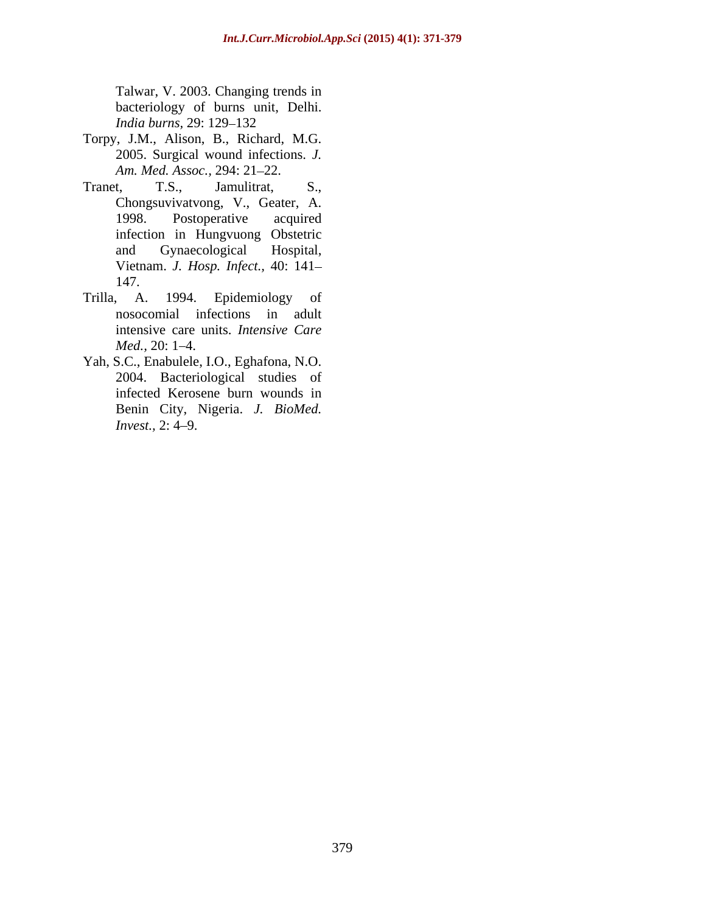Talwar, V. 2003. Changing trends in bacteriology of burns unit, Delhi. *India burns*, 29: 129–132

Torpy, J.M., Alison, B., Richard, M.G. 2005. Surgical wound infections. *J. Am. Med. Assoc.*, 294: 21–22.

Tranet, T.S., Jamulitrat, S., Chongsuvivatvong, V., Geater, A. 1998. Postoperative acquired infection in Hungvuong Obstetric and Gynaecological Hospital, Vietnam. *J. Hosp. Infect.*, 40: 141–147.

Trilla, A. 1994. Epidemiology of nosocomial infections in adult intensive care units. *Intensive Care Med.*, 20: 1–4.

Yah, S.C., Enabulele, I.O., Eghafona, N.O. 2004. Bacteriological studies of infected Kerosene burn wounds in Benin City, Nigeria. *J. BioMed. Invest.*, 2: 4–9.